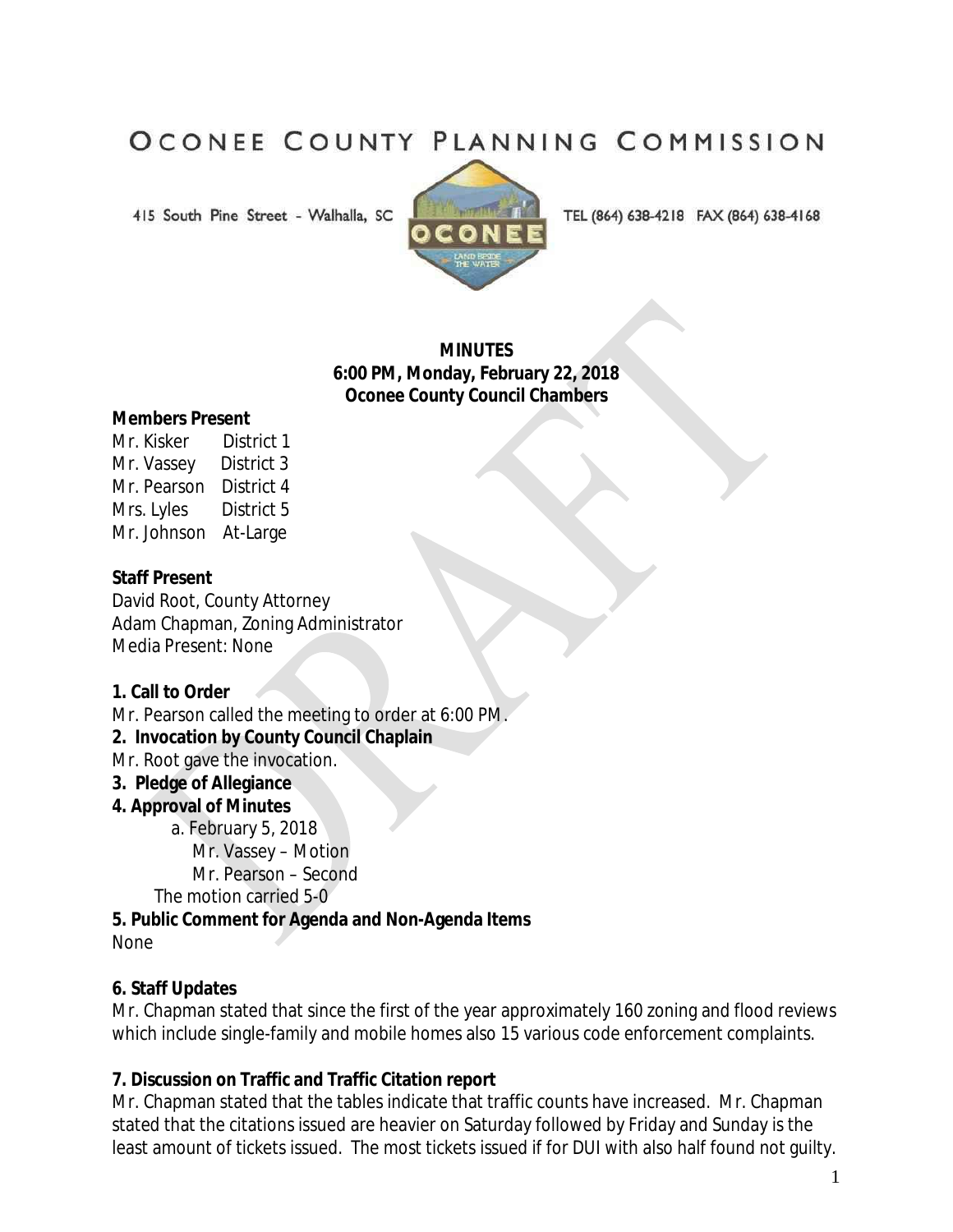# OCONEE COUNTY PLANNING COMMISSION

415 South Pine Street - Walhalla, SC

TEL (864) 638-4218 FAX (864) 638-4168

**MINUTES**
**6:00 PM, Monday, February 22, 2018**
**Oconee County Council Chambers**

**Members Present**

Mr. Kisker District 1
Mr. Vassey District 3
Mr. Pearson District 4
Mrs. Lyles District 5
Mr. Johnson At-Large

**Staff Present**

David Root, County Attorney
Adam Chapman, Zoning Administrator
Media Present: None

**1. Call to Order**

Mr. Pearson called the meeting to order at 6:00 PM.

**2. Invocation by County Council Chaplain**

Mr. Root gave the invocation.

**3. Pledge of Allegiance**

**4. Approval of Minutes**

a. February 5, 2018
Mr. Vassey – Motion
Mr. Pearson – Second

The motion carried 5-0

**5. Public Comment for Agenda and Non-Agenda Items**

None

**6. Staff Updates**

Mr. Chapman stated that since the first of the year approximately 160 zoning and flood reviews which include single-family and mobile homes also 15 various code enforcement complaints.

**7. Discussion on Traffic and Traffic Citation report**

Mr. Chapman stated that the tables indicate that traffic counts have increased. Mr. Chapman stated that the citations issued are heavier on Saturday followed by Friday and Sunday is the least amount of tickets issued. The most tickets issued if for DUI with also half found not guilty.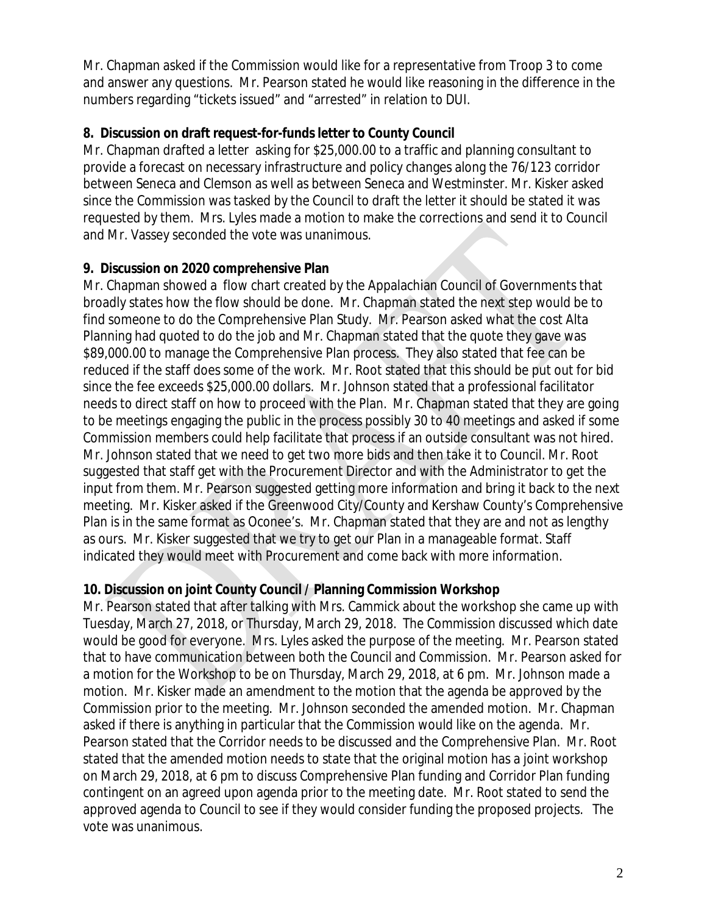Mr. Chapman asked if the Commission would like for a representative from Troop 3 to come and answer any questions. Mr. Pearson stated he would like reasoning in the difference in the numbers regarding "tickets issued" and "arrested" in relation to DUI.

**8. Discussion on draft request-for-funds letter to County Council**

Mr. Chapman drafted a letter asking for $25,000.00 to a traffic and planning consultant to provide a forecast on necessary infrastructure and policy changes along the 76/123 corridor between Seneca and Clemson as well as between Seneca and Westminster. Mr. Kisker asked since the Commission was tasked by the Council to draft the letter it should be stated it was requested by them. Mrs. Lyles made a motion to make the corrections and send it to Council and Mr. Vassey seconded the vote was unanimous.

**9. Discussion on 2020 comprehensive Plan**

Mr. Chapman showed a flow chart created by the Appalachian Council of Governments that broadly states how the flow should be done. Mr. Chapman stated the next step would be to find someone to do the Comprehensive Plan Study. Mr. Pearson asked what the cost Alta Planning had quoted to do the job and Mr. Chapman stated that the quote they gave was $89,000.00 to manage the Comprehensive Plan process. They also stated that fee can be reduced if the staff does some of the work. Mr. Root stated that this should be put out for bid since the fee exceeds $25,000.00 dollars. Mr. Johnson stated that a professional facilitator needs to direct staff on how to proceed with the Plan. Mr. Chapman stated that they are going to be meetings engaging the public in the process possibly 30 to 40 meetings and asked if some Commission members could help facilitate that process if an outside consultant was not hired. Mr. Johnson stated that we need to get two more bids and then take it to Council. Mr. Root suggested that staff get with the Procurement Director and with the Administrator to get the input from them. Mr. Pearson suggested getting more information and bring it back to the next meeting. Mr. Kisker asked if the Greenwood City/County and Kershaw County's Comprehensive Plan is in the same format as Oconee's. Mr. Chapman stated that they are and not as lengthy as ours. Mr. Kisker suggested that we try to get our Plan in a manageable format. Staff indicated they would meet with Procurement and come back with more information.

**10. Discussion on joint County Council / Planning Commission Workshop**

Mr. Pearson stated that after talking with Mrs. Cammick about the workshop she came up with Tuesday, March 27, 2018, or Thursday, March 29, 2018. The Commission discussed which date would be good for everyone. Mrs. Lyles asked the purpose of the meeting. Mr. Pearson stated that to have communication between both the Council and Commission. Mr. Pearson asked for a motion for the Workshop to be on Thursday, March 29, 2018, at 6 pm. Mr. Johnson made a motion. Mr. Kisker made an amendment to the motion that the agenda be approved by the Commission prior to the meeting. Mr. Johnson seconded the amended motion. Mr. Chapman asked if there is anything in particular that the Commission would like on the agenda. Mr. Pearson stated that the Corridor needs to be discussed and the Comprehensive Plan. Mr. Root stated that the amended motion needs to state that the original motion has a joint workshop on March 29, 2018, at 6 pm to discuss Comprehensive Plan funding and Corridor Plan funding contingent on an agreed upon agenda prior to the meeting date. Mr. Root stated to send the approved agenda to Council to see if they would consider funding the proposed projects. The vote was unanimous.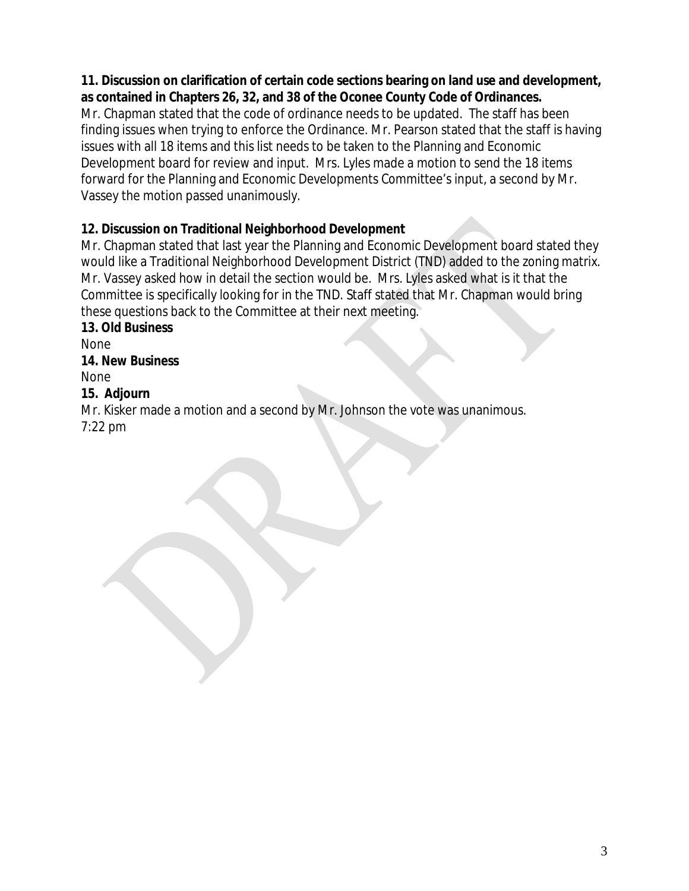**11. Discussion on clarification of certain code sections bearing on land use and development, as contained in Chapters 26, 32, and 38 of the Oconee County Code of Ordinances.**

Mr. Chapman stated that the code of ordinance needs to be updated. The staff has been finding issues when trying to enforce the Ordinance. Mr. Pearson stated that the staff is having issues with all 18 items and this list needs to be taken to the Planning and Economic Development board for review and input. Mrs. Lyles made a motion to send the 18 items forward for the Planning and Economic Developments Committee's input, a second by Mr. Vassey the motion passed unanimously.

**12. Discussion on Traditional Neighborhood Development**

Mr. Chapman stated that last year the Planning and Economic Development board stated they would like a Traditional Neighborhood Development District (TND) added to the zoning matrix. Mr. Vassey asked how in detail the section would be. Mrs. Lyles asked what is it that the Committee is specifically looking for in the TND. Staff stated that Mr. Chapman would bring these questions back to the Committee at their next meeting.

**13. Old Business**

None

**14. New Business**

None

**15. Adjourn**

Mr. Kisker made a motion and a second by Mr. Johnson the vote was unanimous.
7:22 pm